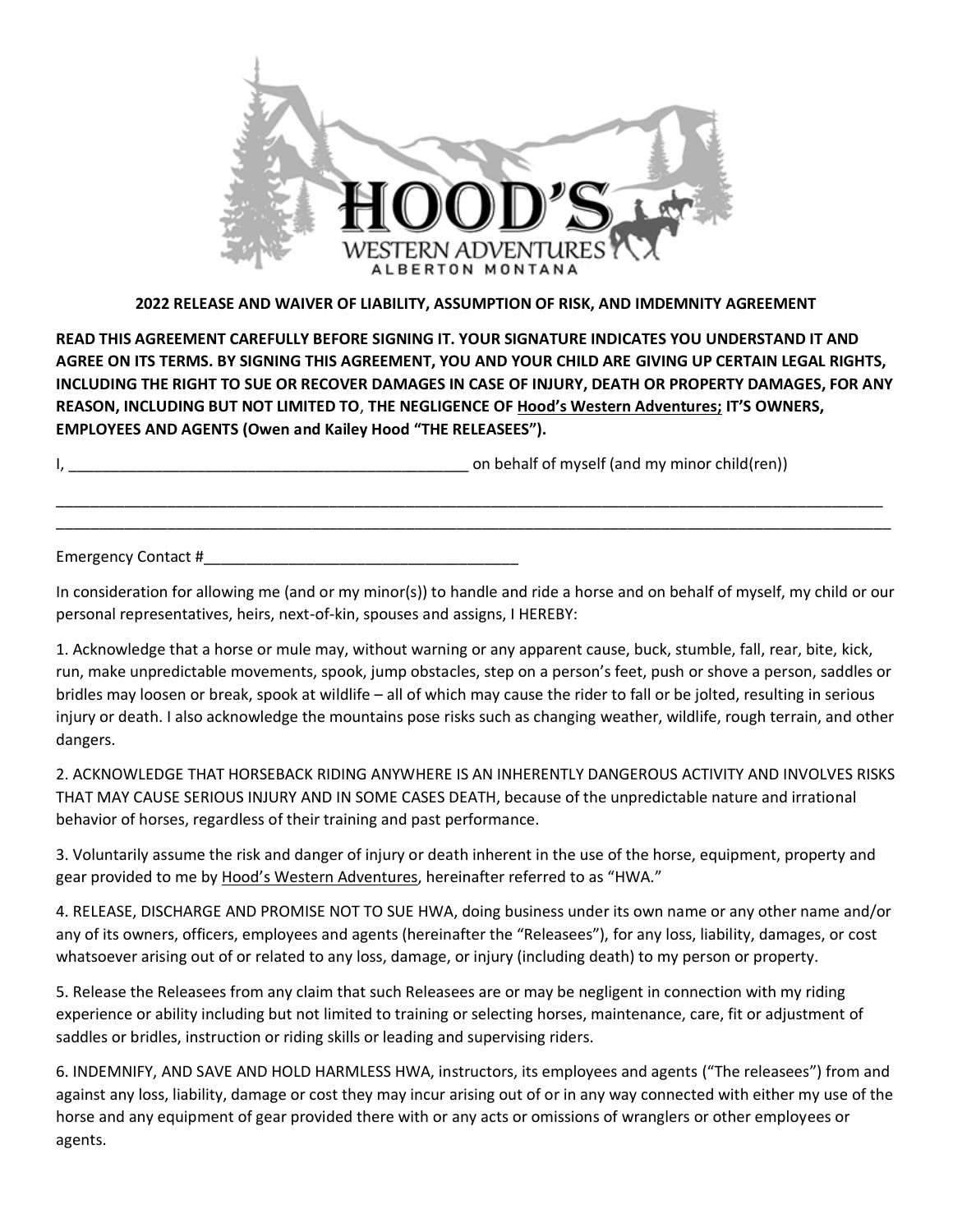HOOD'S

WESTERN ADVENTURES

ALBERTON MONTANA

**2022 RELEASE AND WAIVER OF LIABILITY, ASSUMPTION OF RISK, AND IMDEMNITY AGREEMENT**

**READ THIS AGREEMENT CAREFULLY BEFORE SIGNING IT. YOUR SIGNATURE INDICATES YOU UNDERSTAND IT AND AGREE ON ITS TERMS. BY SIGNING THIS AGREEMENT, YOU AND YOUR CHILD ARE GIVING UP CERTAIN LEGAL RIGHTS, INCLUDING THE RIGHT TO SUE OR RECOVER DAMAGES IN CASE OF INJURY, DEATH OR PROPERTY DAMAGES, FOR ANY REASON, INCLUDING BUT NOT LIMITED TO, THE NEGLIGENCE OF Hood's Western Adventures; IT'S OWNERS, EMPLOYEES AND AGENTS (Owen and Kailey Hood "THE RELEASEES").**

I, _________________________________________________ on behalf of myself (and my minor child(ren))

_____________________________________________________________________________________________

_____________________________________________________________________________________________

Emergency Contact #_____________________________________

In consideration for allowing me (and or my minor(s)) to handle and ride a horse and on behalf of myself, my child or our personal representatives, heirs, next-of-kin, spouses and assigns, I HEREBY:

1. Acknowledge that a horse or mule may, without warning or any apparent cause, buck, stumble, fall, rear, bite, kick, run, make unpredictable movements, spook, jump obstacles, step on a person's feet, push or shove a person, saddles or bridles may loosen or break, spook at wildlife – all of which may cause the rider to fall or be jolted, resulting in serious injury or death. I also acknowledge the mountains pose risks such as changing weather, wildlife, rough terrain, and other dangers.

2. ACKNOWLEDGE THAT HORSEBACK RIDING ANYWHERE IS AN INHERENTLY DANGEROUS ACTIVITY AND INVOLVES RISKS THAT MAY CAUSE SERIOUS INJURY AND IN SOME CASES DEATH, because of the unpredictable nature and irrational behavior of horses, regardless of their training and past performance.

3. Voluntarily assume the risk and danger of injury or death inherent in the use of the horse, equipment, property and gear provided to me by Hood's Western Adventures, hereinafter referred to as "HWA."

4. RELEASE, DISCHARGE AND PROMISE NOT TO SUE HWA, doing business under its own name or any other name and/or any of its owners, officers, employees and agents (hereinafter the "Releasees"), for any loss, liability, damages, or cost whatsoever arising out of or related to any loss, damage, or injury (including death) to my person or property.

5. Release the Releasees from any claim that such Releasees are or may be negligent in connection with my riding experience or ability including but not limited to training or selecting horses, maintenance, care, fit or adjustment of saddles or bridles, instruction or riding skills or leading and supervising riders.

6. INDEMNIFY, AND SAVE AND HOLD HARMLESS HWA, instructors, its employees and agents ("The releasees") from and against any loss, liability, damage or cost they may incur arising out of or in any way connected with either my use of the horse and any equipment of gear provided there with or any acts or omissions of wranglers or other employees or agents.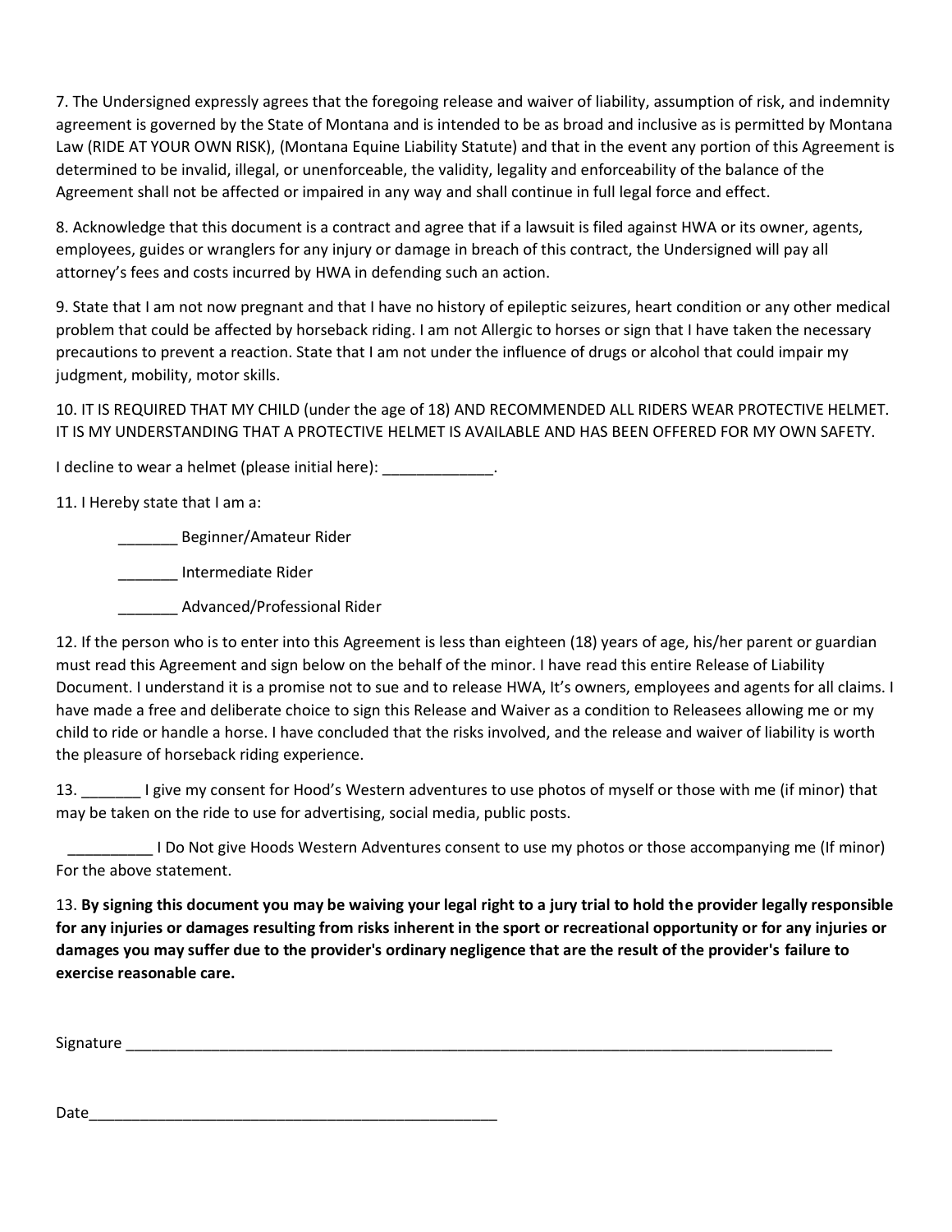7. The Undersigned expressly agrees that the foregoing release and waiver of liability, assumption of risk, and indemnity agreement is governed by the State of Montana and is intended to be as broad and inclusive as is permitted by Montana Law (RIDE AT YOUR OWN RISK), (Montana Equine Liability Statute) and that in the event any portion of this Agreement is determined to be invalid, illegal, or unenforceable, the validity, legality and enforceability of the balance of the Agreement shall not be affected or impaired in any way and shall continue in full legal force and effect.

8. Acknowledge that this document is a contract and agree that if a lawsuit is filed against HWA or its owner, agents, employees, guides or wranglers for any injury or damage in breach of this contract, the Undersigned will pay all attorney's fees and costs incurred by HWA in defending such an action.

9. State that I am not now pregnant and that I have no history of epileptic seizures, heart condition or any other medical problem that could be affected by horseback riding. I am not Allergic to horses or sign that I have taken the necessary precautions to prevent a reaction. State that I am not under the influence of drugs or alcohol that could impair my judgment, mobility, motor skills.

10. IT IS REQUIRED THAT MY CHILD (under the age of 18) AND RECOMMENDED ALL RIDERS WEAR PROTECTIVE HELMET. IT IS MY UNDERSTANDING THAT A PROTECTIVE HELMET IS AVAILABLE AND HAS BEEN OFFERED FOR MY OWN SAFETY.

I decline to wear a helmet (please initial here): _____________.

11. I Hereby state that I am a:

_______ Beginner/Amateur Rider

_______ Intermediate Rider

_______ Advanced/Professional Rider

12. If the person who is to enter into this Agreement is less than eighteen (18) years of age, his/her parent or guardian must read this Agreement and sign below on the behalf of the minor. I have read this entire Release of Liability Document. I understand it is a promise not to sue and to release HWA, It's owners, employees and agents for all claims. I have made a free and deliberate choice to sign this Release and Waiver as a condition to Releasees allowing me or my child to ride or handle a horse. I have concluded that the risks involved, and the release and waiver of liability is worth the pleasure of horseback riding experience.

13. _______ I give my consent for Hood's Western adventures to use photos of myself or those with me (if minor) that may be taken on the ride to use for advertising, social media, public posts.

__________ I Do Not give Hoods Western Adventures consent to use my photos or those accompanying me (If minor) For the above statement.

13. **By signing this document you may be waiving your legal right to a jury trial to hold the provider legally responsible for any injuries or damages resulting from risks inherent in the sport or recreational opportunity or for any injuries or damages you may suffer due to the provider's ordinary negligence that are the result of the provider's failure to exercise reasonable care.**

Signature ___________________________________________________________________________________________

Date__________________________________________________